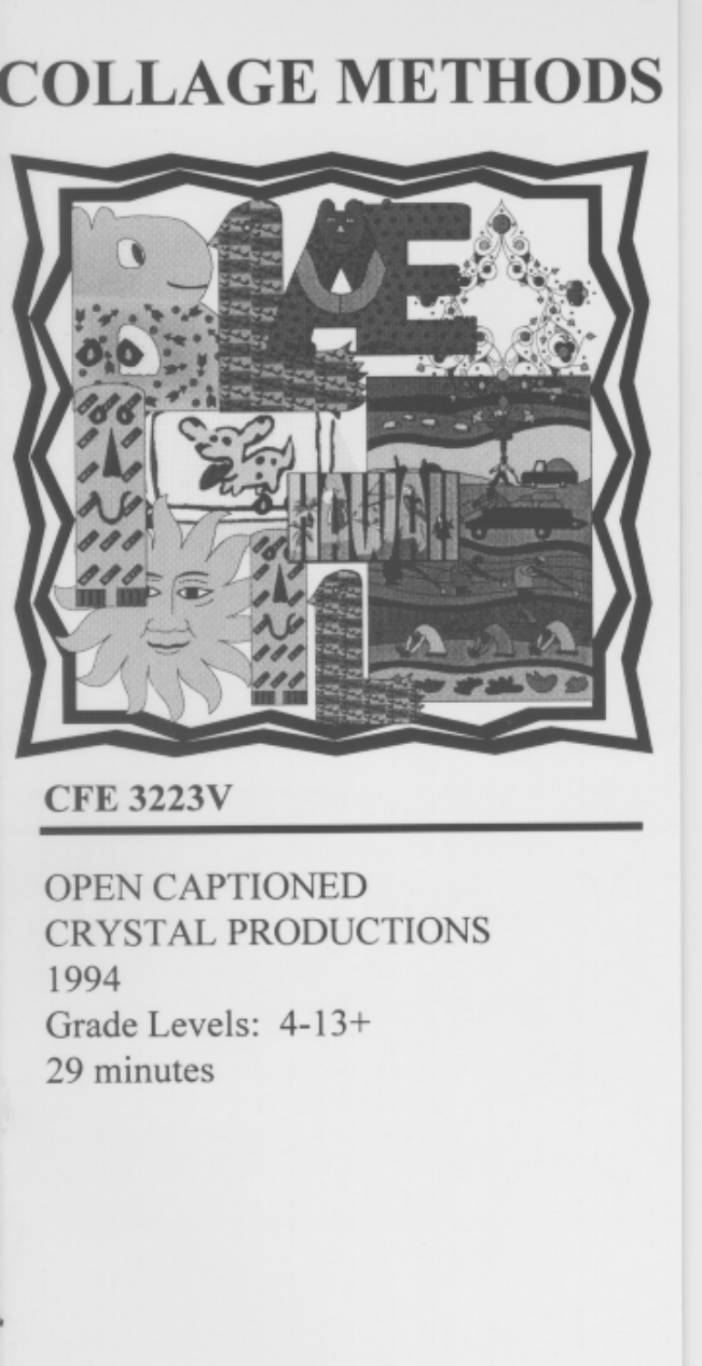# COLLAGE METHODS

**CFE 3223V**

OPEN CAPTIONED
CRYSTAL PRODUCTIONS
1994
Grade Levels: 4-13+
29 minutes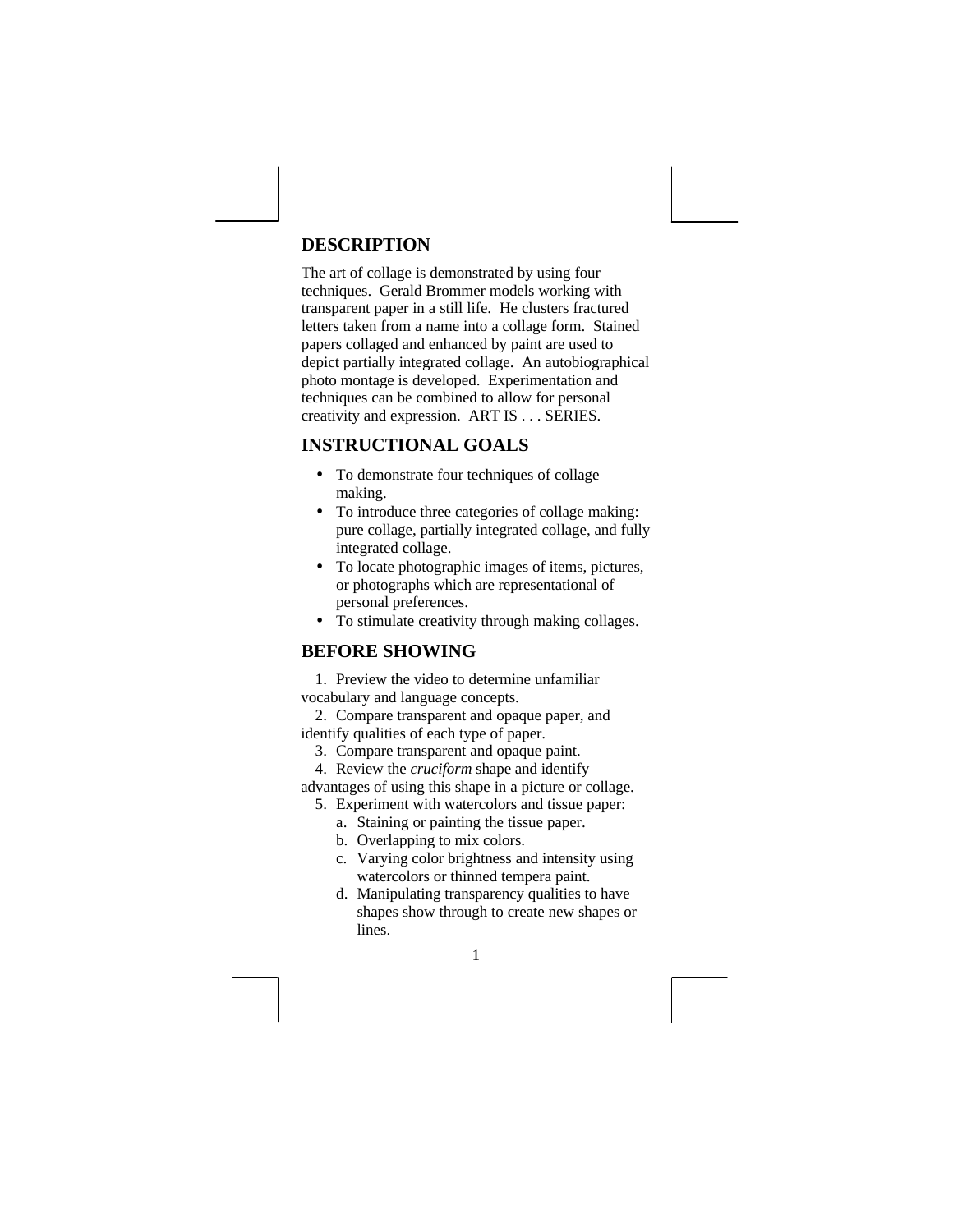## DESCRIPTION

The art of collage is demonstrated by using four techniques. Gerald Brommer models working with transparent paper in a still life. He clusters fractured letters taken from a name into a collage form. Stained papers collaged and enhanced by paint are used to depict partially integrated collage. An autobiographical photo montage is developed. Experimentation and techniques can be combined to allow for personal creativity and expression. ART IS . . . SERIES.

## INSTRUCTIONAL GOALS

- To demonstrate four techniques of collage making.
- To introduce three categories of collage making: pure collage, partially integrated collage, and fully integrated collage.
- To locate photographic images of items, pictures, or photographs which are representational of personal preferences.
- To stimulate creativity through making collages.

## BEFORE SHOWING

1. Preview the video to determine unfamiliar vocabulary and language concepts.
2. Compare transparent and opaque paper, and identify qualities of each type of paper.
3. Compare transparent and opaque paint.
4. Review the *cruciform* shape and identify advantages of using this shape in a picture or collage.
5. Experiment with watercolors and tissue paper:
   a. Staining or painting the tissue paper.
   b. Overlapping to mix colors.
   c. Varying color brightness and intensity using watercolors or thinned tempera paint.
   d. Manipulating transparency qualities to have shapes show through to create new shapes or lines.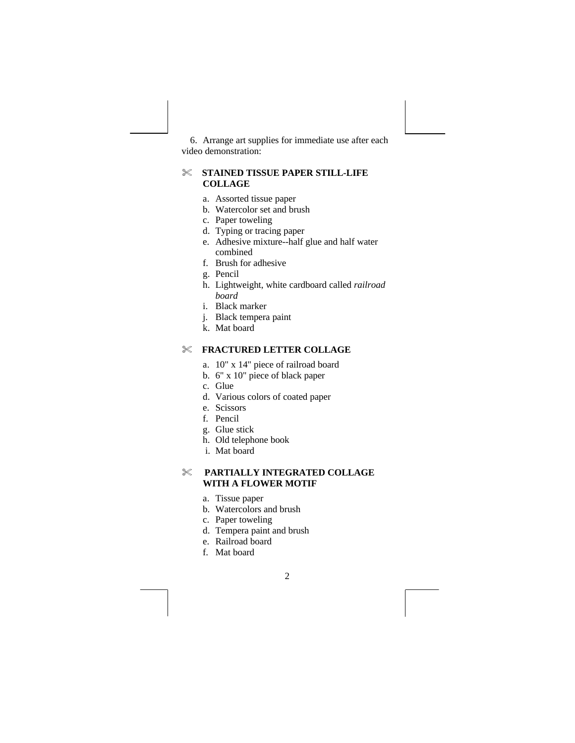6. Arrange art supplies for immediate use after each video demonstration:

✄ **STAINED TISSUE PAPER STILL-LIFE COLLAGE**

a. Assorted tissue paper
b. Watercolor set and brush
c. Paper toweling
d. Typing or tracing paper
e. Adhesive mixture--half glue and half water combined
f. Brush for adhesive
g. Pencil
h. Lightweight, white cardboard called *railroad board*
i. Black marker
j. Black tempera paint
k. Mat board

✄ **FRACTURED LETTER COLLAGE**

a. 10" x 14" piece of railroad board
b. 6" x 10" piece of black paper
c. Glue
d. Various colors of coated paper
e. Scissors
f. Pencil
g. Glue stick
h. Old telephone book
i. Mat board

✄ **PARTIALLY INTEGRATED COLLAGE WITH A FLOWER MOTIF**

a. Tissue paper
b. Watercolors and brush
c. Paper toweling
d. Tempera paint and brush
e. Railroad board
f. Mat board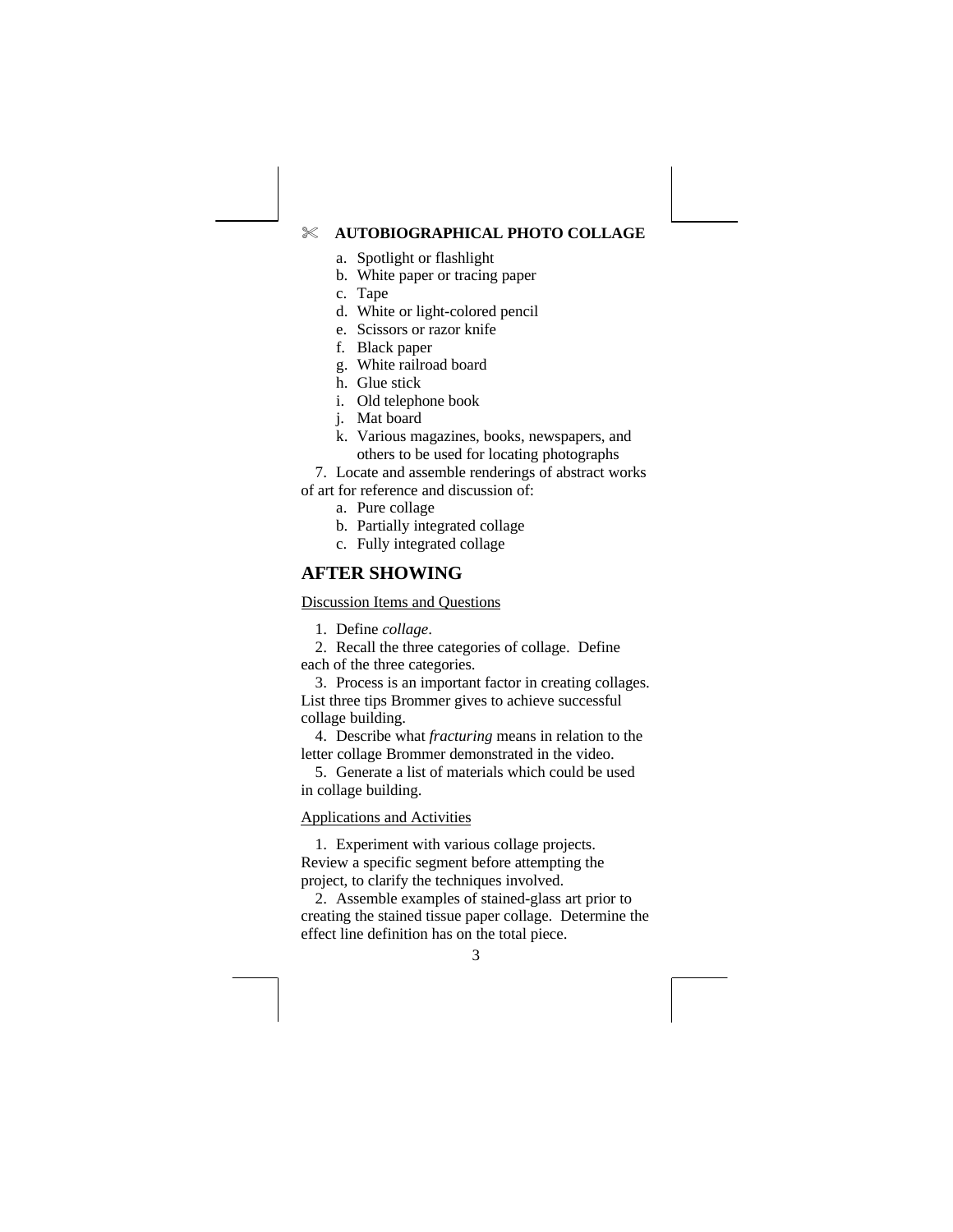## ✂ AUTOBIOGRAPHICAL PHOTO COLLAGE

   a. Spotlight or flashlight
   b. White paper or tracing paper
   c. Tape
   d. White or light-colored pencil
   e. Scissors or razor knife
   f. Black paper
   g. White railroad board
   h. Glue stick
   i. Old telephone book
   j. Mat board
   k. Various magazines, books, newspapers, and others to be used for locating photographs

7. Locate and assemble renderings of abstract works of art for reference and discussion of:

   a. Pure collage
   b. Partially integrated collage
   c. Fully integrated collage

## AFTER SHOWING

<u>Discussion Items and Questions</u>

1. Define *collage*.

2. Recall the three categories of collage. Define each of the three categories.

3. Process is an important factor in creating collages. List three tips Brommer gives to achieve successful collage building.

4. Describe what *fracturing* means in relation to the letter collage Brommer demonstrated in the video.

5. Generate a list of materials which could be used in collage building.

<u>Applications and Activities</u>

1. Experiment with various collage projects. Review a specific segment before attempting the project, to clarify the techniques involved.

2. Assemble examples of stained-glass art prior to creating the stained tissue paper collage. Determine the effect line definition has on the total piece.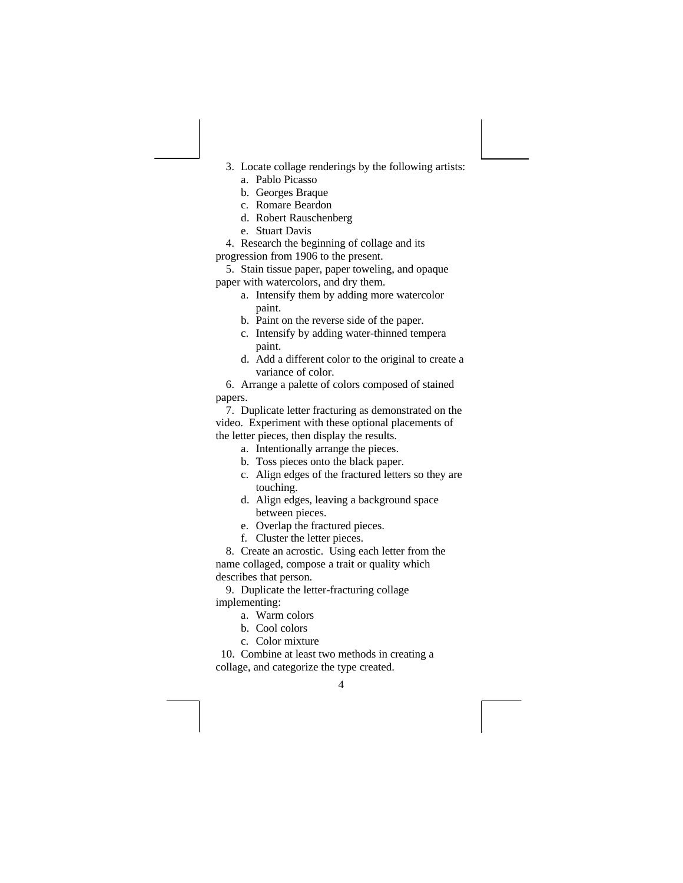3. Locate collage renderings by the following artists:
    a. Pablo Picasso
    b. Georges Braque
    c. Romare Beardon
    d. Robert Rauschenberg
    e. Stuart Davis
4. Research the beginning of collage and its progression from 1906 to the present.
5. Stain tissue paper, paper toweling, and opaque paper with watercolors, and dry them.
    a. Intensify them by adding more watercolor paint.
    b. Paint on the reverse side of the paper.
    c. Intensify by adding water-thinned tempera paint.
    d. Add a different color to the original to create a variance of color.
6. Arrange a palette of colors composed of stained papers.
7. Duplicate letter fracturing as demonstrated on the video. Experiment with these optional placements of the letter pieces, then display the results.
    a. Intentionally arrange the pieces.
    b. Toss pieces onto the black paper.
    c. Align edges of the fractured letters so they are touching.
    d. Align edges, leaving a background space between pieces.
    e. Overlap the fractured pieces.
    f. Cluster the letter pieces.
8. Create an acrostic. Using each letter from the name collaged, compose a trait or quality which describes that person.
9. Duplicate the letter-fracturing collage implementing:
    a. Warm colors
    b. Cool colors
    c. Color mixture
10. Combine at least two methods in creating a collage, and categorize the type created.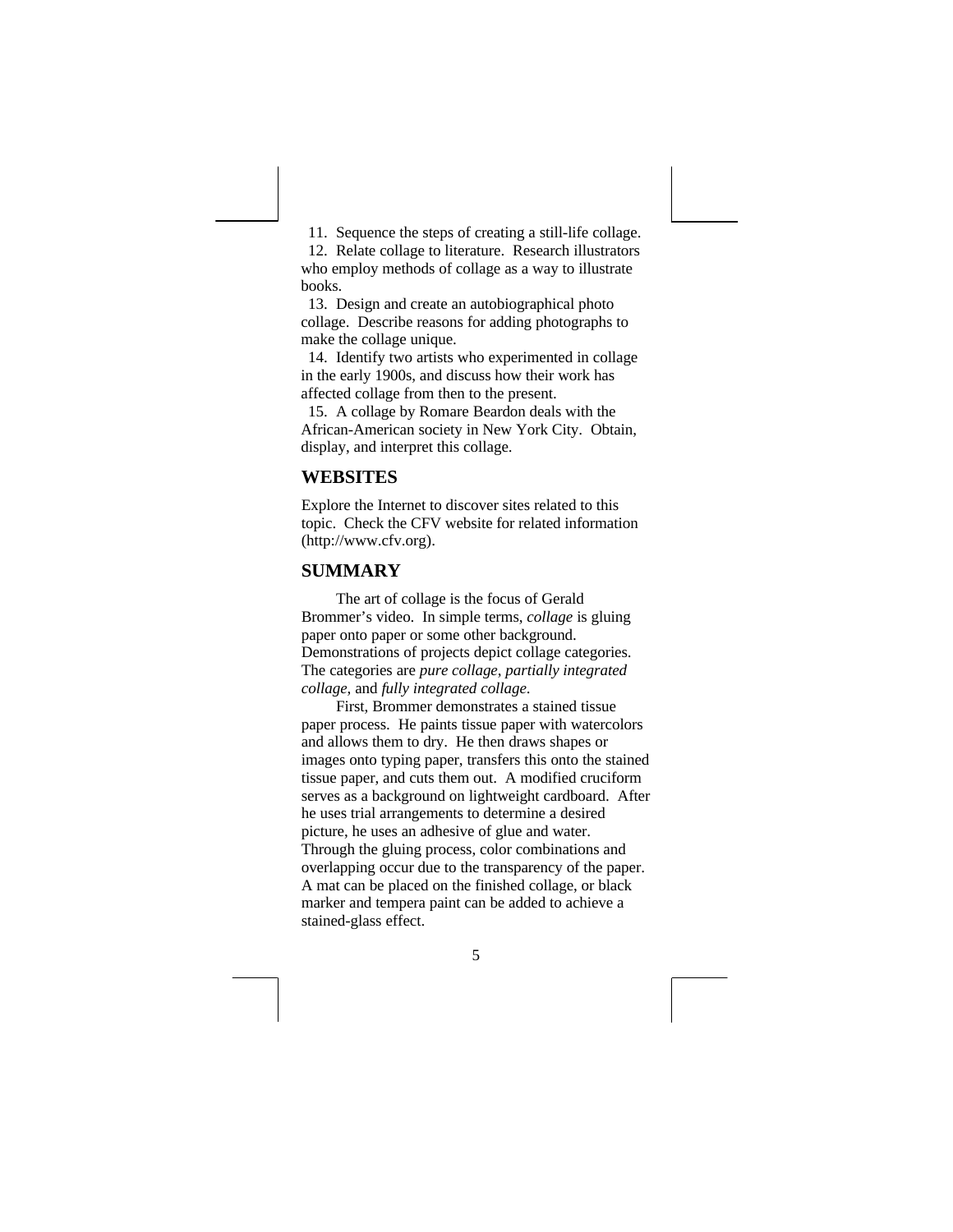11. Sequence the steps of creating a still-life collage.
12. Relate collage to literature. Research illustrators who employ methods of collage as a way to illustrate books.
13. Design and create an autobiographical photo collage. Describe reasons for adding photographs to make the collage unique.
14. Identify two artists who experimented in collage in the early 1900s, and discuss how their work has affected collage from then to the present.
15. A collage by Romare Beardon deals with the African-American society in New York City. Obtain, display, and interpret this collage.

## WEBSITES

Explore the Internet to discover sites related to this topic. Check the CFV website for related information (http://www.cfv.org).

## SUMMARY

The art of collage is the focus of Gerald Brommer's video. In simple terms, *collage* is gluing paper onto paper or some other background. Demonstrations of projects depict collage categories. The categories are *pure collage*, *partially integrated collage*, and *fully integrated collage*.

First, Brommer demonstrates a stained tissue paper process. He paints tissue paper with watercolors and allows them to dry. He then draws shapes or images onto typing paper, transfers this onto the stained tissue paper, and cuts them out. A modified cruciform serves as a background on lightweight cardboard. After he uses trial arrangements to determine a desired picture, he uses an adhesive of glue and water. Through the gluing process, color combinations and overlapping occur due to the transparency of the paper. A mat can be placed on the finished collage, or black marker and tempera paint can be added to achieve a stained-glass effect.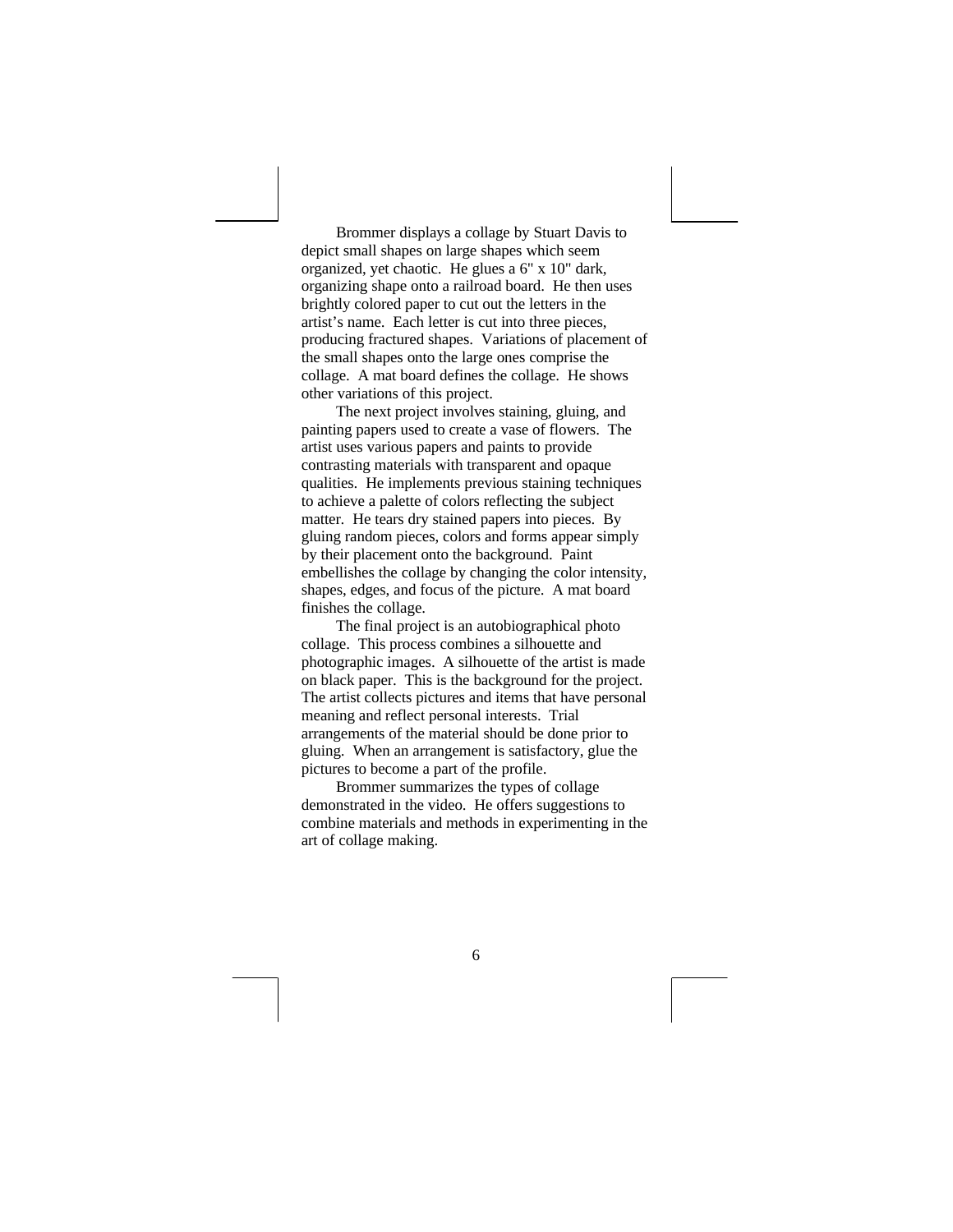Brommer displays a collage by Stuart Davis to depict small shapes on large shapes which seem organized, yet chaotic. He glues a 6" x 10" dark, organizing shape onto a railroad board. He then uses brightly colored paper to cut out the letters in the artist's name. Each letter is cut into three pieces, producing fractured shapes. Variations of placement of the small shapes onto the large ones comprise the collage. A mat board defines the collage. He shows other variations of this project.

The next project involves staining, gluing, and painting papers used to create a vase of flowers. The artist uses various papers and paints to provide contrasting materials with transparent and opaque qualities. He implements previous staining techniques to achieve a palette of colors reflecting the subject matter. He tears dry stained papers into pieces. By gluing random pieces, colors and forms appear simply by their placement onto the background. Paint embellishes the collage by changing the color intensity, shapes, edges, and focus of the picture. A mat board finishes the collage.

The final project is an autobiographical photo collage. This process combines a silhouette and photographic images. A silhouette of the artist is made on black paper. This is the background for the project. The artist collects pictures and items that have personal meaning and reflect personal interests. Trial arrangements of the material should be done prior to gluing. When an arrangement is satisfactory, glue the pictures to become a part of the profile.

Brommer summarizes the types of collage demonstrated in the video. He offers suggestions to combine materials and methods in experimenting in the art of collage making.